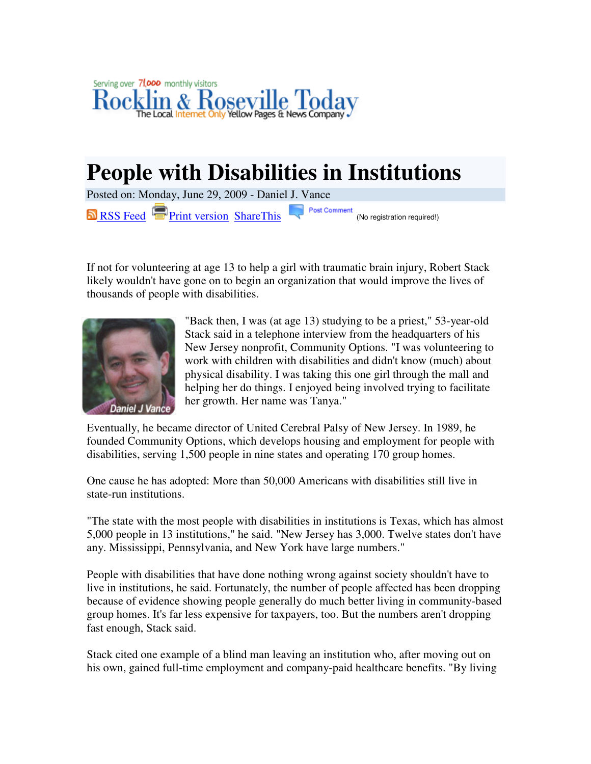Serving over 71,000 monthly visitors

**Rocklin & Roseville Today**

The Local Internet Only Yellow Pages & News Company

# People with Disabilities in Institutions

Posted on: Monday, June 29, 2009 - Daniel J. Vance

RSS Feed Print version ShareThis Post Comment (No registration required!)

If not for volunteering at age 13 to help a girl with traumatic brain injury, Robert Stack likely wouldn't have gone on to begin an organization that would improve the lives of thousands of people with disabilities.

Daniel J Vance

"Back then, I was (at age 13) studying to be a priest," 53-year-old Stack said in a telephone interview from the headquarters of his New Jersey nonprofit, Community Options. "I was volunteering to work with children with disabilities and didn't know (much) about physical disability. I was taking this one girl through the mall and helping her do things. I enjoyed being involved trying to facilitate her growth. Her name was Tanya."

Eventually, he became director of United Cerebral Palsy of New Jersey. In 1989, he founded Community Options, which develops housing and employment for people with disabilities, serving 1,500 people in nine states and operating 170 group homes.

One cause he has adopted: More than 50,000 Americans with disabilities still live in state-run institutions.

"The state with the most people with disabilities in institutions is Texas, which has almost 5,000 people in 13 institutions," he said. "New Jersey has 3,000. Twelve states don't have any. Mississippi, Pennsylvania, and New York have large numbers."

People with disabilities that have done nothing wrong against society shouldn't have to live in institutions, he said. Fortunately, the number of people affected has been dropping because of evidence showing people generally do much better living in community-based group homes. It's far less expensive for taxpayers, too. But the numbers aren't dropping fast enough, Stack said.

Stack cited one example of a blind man leaving an institution who, after moving out on his own, gained full-time employment and company-paid healthcare benefits. "By living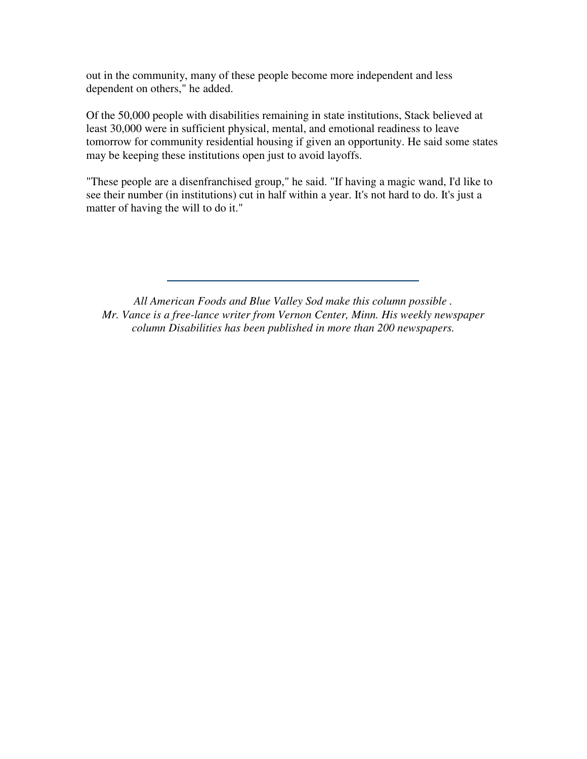out in the community, many of these people become more independent and less dependent on others," he added.

Of the 50,000 people with disabilities remaining in state institutions, Stack believed at least 30,000 were in sufficient physical, mental, and emotional readiness to leave tomorrow for community residential housing if given an opportunity. He said some states may be keeping these institutions open just to avoid layoffs.

"These people are a disenfranchised group," he said. "If having a magic wand, I'd like to see their number (in institutions) cut in half within a year. It's not hard to do. It's just a matter of having the will to do it."

---

*All American Foods and Blue Valley Sod make this column possible .*
*Mr. Vance is a free-lance writer from Vernon Center, Minn. His weekly newspaper column Disabilities has been published in more than 200 newspapers.*